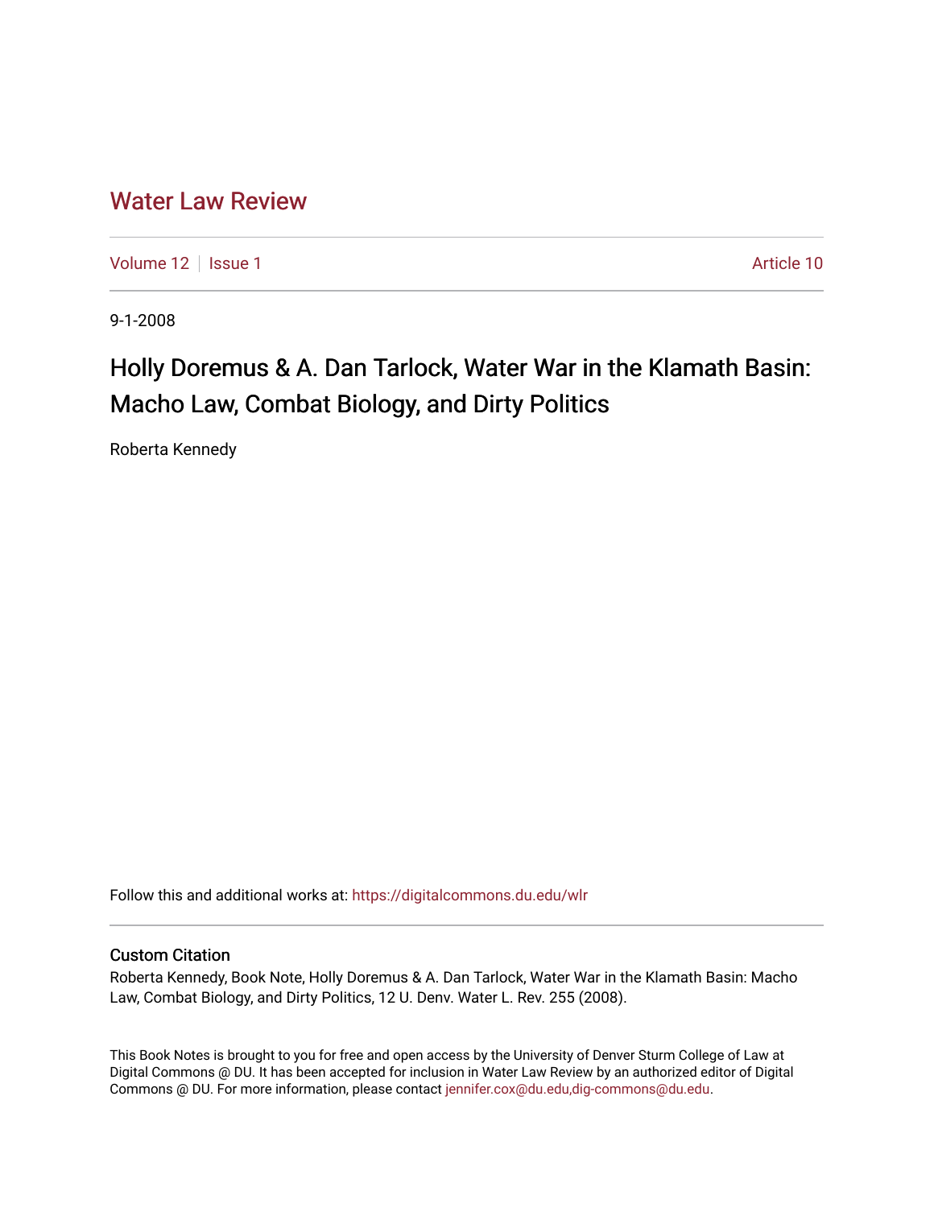# Water Law Review

Volume 12 | Issue 1 | Article 10

9-1-2008

## Holly Doremus & A. Dan Tarlock, Water War in the Klamath Basin: Macho Law, Combat Biology, and Dirty Politics

Roberta Kennedy

Follow this and additional works at: https://digitalcommons.du.edu/wlr

### Custom Citation

Roberta Kennedy, Book Note, Holly Doremus & A. Dan Tarlock, Water War in the Klamath Basin: Macho Law, Combat Biology, and Dirty Politics, 12 U. Denv. Water L. Rev. 255 (2008).

This Book Notes is brought to you for free and open access by the University of Denver Sturm College of Law at Digital Commons @ DU. It has been accepted for inclusion in Water Law Review by an authorized editor of Digital Commons @ DU. For more information, please contact jennifer.cox@du.edu,dig-commons@du.edu.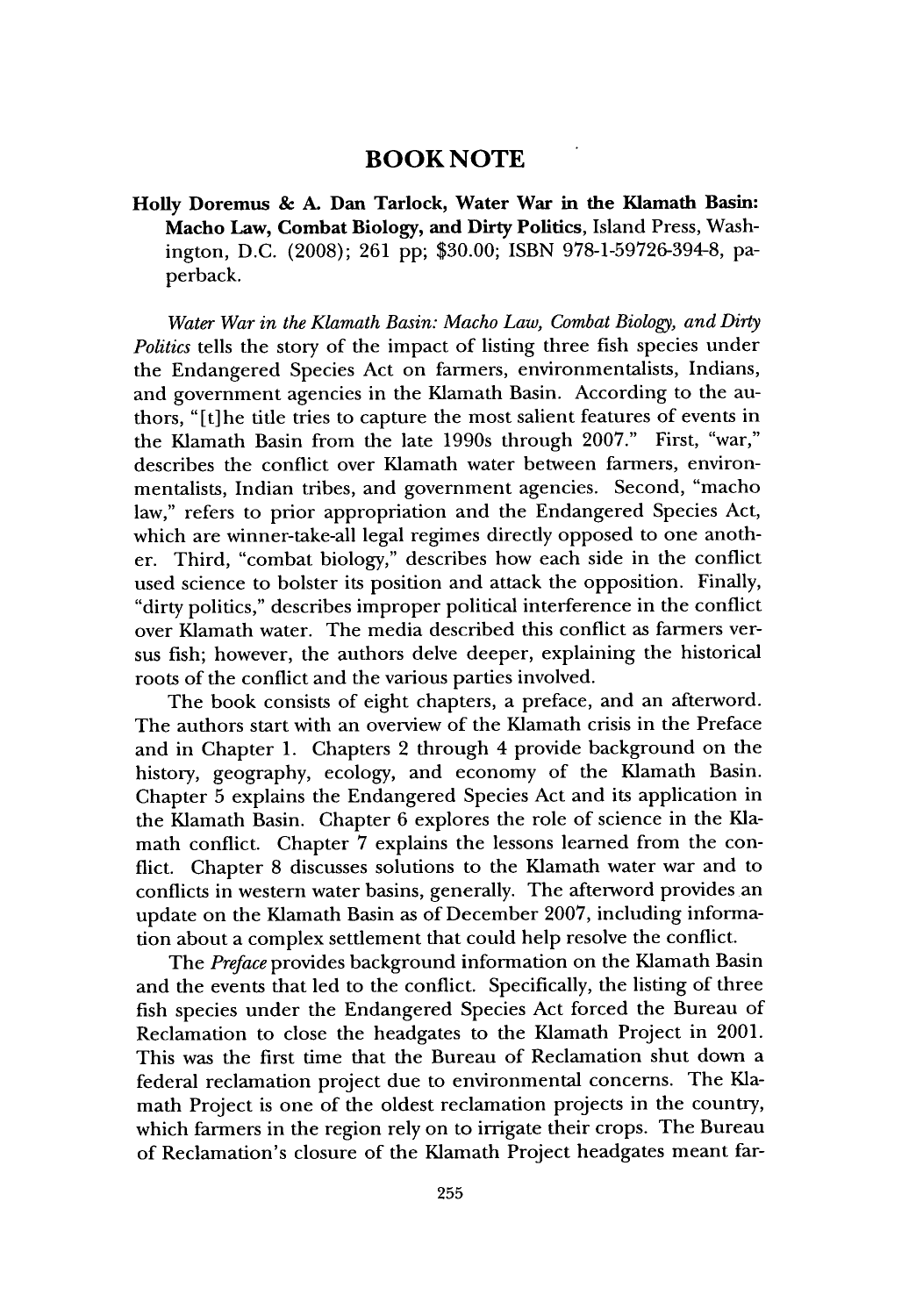# BOOK NOTE

**Holly Doremus & A. Dan Tarlock, Water War in the Klamath Basin: Macho Law, Combat Biology, and Dirty Politics**, Island Press, Washington, D.C. (2008); 261 pp; $30.00; ISBN 978-1-59726-394-8, paperback.

*Water War in the Klamath Basin: Macho Law, Combat Biology, and Dirty Politics* tells the story of the impact of listing three fish species under the Endangered Species Act on farmers, environmentalists, Indians, and government agencies in the Klamath Basin. According to the authors, "[t]he title tries to capture the most salient features of events in the Klamath Basin from the late 1990s through 2007." First, "war," describes the conflict over Klamath water between farmers, environmentalists, Indian tribes, and government agencies. Second, "macho law," refers to prior appropriation and the Endangered Species Act, which are winner-take-all legal regimes directly opposed to one another. Third, "combat biology," describes how each side in the conflict used science to bolster its position and attack the opposition. Finally, "dirty politics," describes improper political interference in the conflict over Klamath water. The media described this conflict as farmers versus fish; however, the authors delve deeper, explaining the historical roots of the conflict and the various parties involved.

The book consists of eight chapters, a preface, and an afterword. The authors start with an overview of the Klamath crisis in the Preface and in Chapter 1. Chapters 2 through 4 provide background on the history, geography, ecology, and economy of the Klamath Basin. Chapter 5 explains the Endangered Species Act and its application in the Klamath Basin. Chapter 6 explores the role of science in the Klamath conflict. Chapter 7 explains the lessons learned from the conflict. Chapter 8 discusses solutions to the Klamath water war and to conflicts in western water basins, generally. The afterword provides an update on the Klamath Basin as of December 2007, including information about a complex settlement that could help resolve the conflict.

The *Preface* provides background information on the Klamath Basin and the events that led to the conflict. Specifically, the listing of three fish species under the Endangered Species Act forced the Bureau of Reclamation to close the headgates to the Klamath Project in 2001. This was the first time that the Bureau of Reclamation shut down a federal reclamation project due to environmental concerns. The Klamath Project is one of the oldest reclamation projects in the country, which farmers in the region rely on to irrigate their crops. The Bureau of Reclamation's closure of the Klamath Project headgates meant far-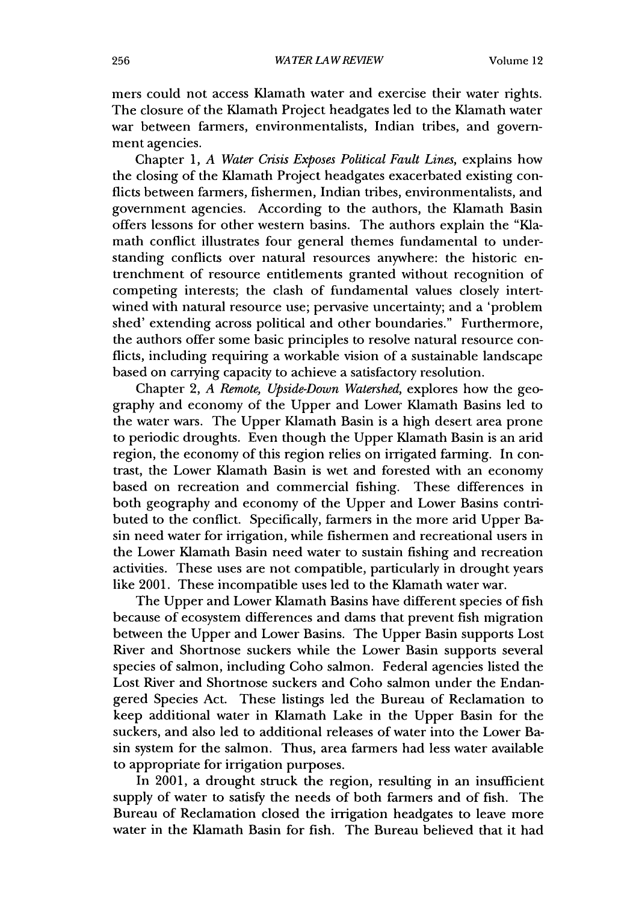mers could not access Klamath water and exercise their water rights. The closure of the Klamath Project headgates led to the Klamath water war between farmers, environmentalists, Indian tribes, and government agencies.

Chapter 1, *A Water Crisis Exposes Political Fault Lines*, explains how the closing of the Klamath Project headgates exacerbated existing conflicts between farmers, fishermen, Indian tribes, environmentalists, and government agencies. According to the authors, the Klamath Basin offers lessons for other western basins. The authors explain the "Klamath conflict illustrates four general themes fundamental to understanding conflicts over natural resources anywhere: the historic entrenchment of resource entitlements granted without recognition of competing interests; the clash of fundamental values closely intertwined with natural resource use; pervasive uncertainty; and a 'problem shed' extending across political and other boundaries." Furthermore, the authors offer some basic principles to resolve natural resource conflicts, including requiring a workable vision of a sustainable landscape based on carrying capacity to achieve a satisfactory resolution.

Chapter 2, *A Remote, Upside-Down Watershed*, explores how the geography and economy of the Upper and Lower Klamath Basins led to the water wars. The Upper Klamath Basin is a high desert area prone to periodic droughts. Even though the Upper Klamath Basin is an arid region, the economy of this region relies on irrigated farming. In contrast, the Lower Klamath Basin is wet and forested with an economy based on recreation and commercial fishing. These differences in both geography and economy of the Upper and Lower Basins contributed to the conflict. Specifically, farmers in the more arid Upper Basin need water for irrigation, while fishermen and recreational users in the Lower Klamath Basin need water to sustain fishing and recreation activities. These uses are not compatible, particularly in drought years like 2001. These incompatible uses led to the Klamath water war.

The Upper and Lower Klamath Basins have different species of fish because of ecosystem differences and dams that prevent fish migration between the Upper and Lower Basins. The Upper Basin supports Lost River and Shortnose suckers while the Lower Basin supports several species of salmon, including Coho salmon. Federal agencies listed the Lost River and Shortnose suckers and Coho salmon under the Endangered Species Act. These listings led the Bureau of Reclamation to keep additional water in Klamath Lake in the Upper Basin for the suckers, and also led to additional releases of water into the Lower Basin system for the salmon. Thus, area farmers had less water available to appropriate for irrigation purposes.

In 2001, a drought struck the region, resulting in an insufficient supply of water to satisfy the needs of both farmers and of fish. The Bureau of Reclamation closed the irrigation headgates to leave more water in the Klamath Basin for fish. The Bureau believed that it had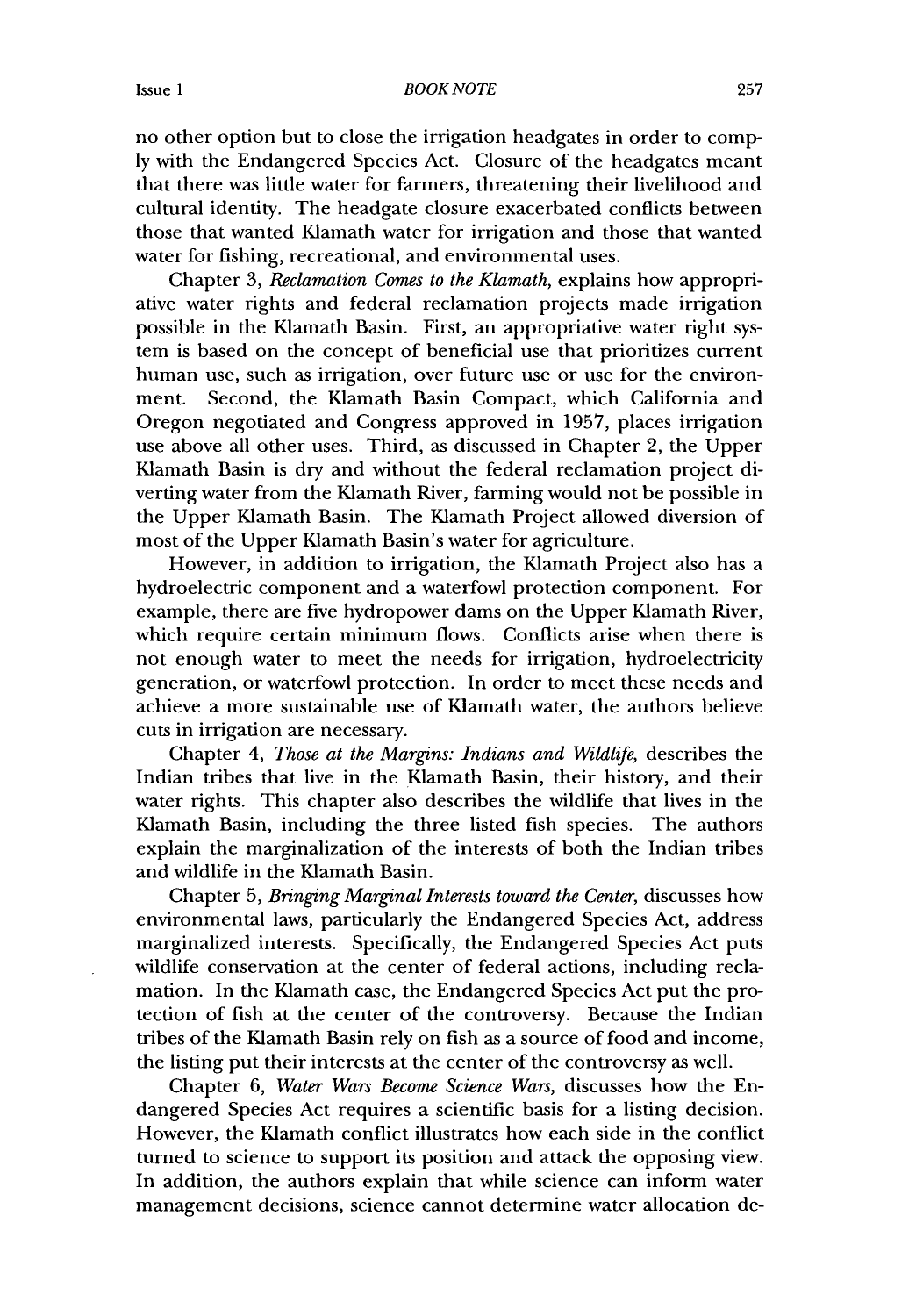no other option but to close the irrigation headgates in order to comply with the Endangered Species Act. Closure of the headgates meant that there was little water for farmers, threatening their livelihood and cultural identity. The headgate closure exacerbated conflicts between those that wanted Klamath water for irrigation and those that wanted water for fishing, recreational, and environmental uses.

Chapter 3, *Reclamation Comes to the Klamath*, explains how appropriative water rights and federal reclamation projects made irrigation possible in the Klamath Basin. First, an appropriative water right system is based on the concept of beneficial use that prioritizes current human use, such as irrigation, over future use or use for the environment. Second, the Klamath Basin Compact, which California and Oregon negotiated and Congress approved in 1957, places irrigation use above all other uses. Third, as discussed in Chapter 2, the Upper Klamath Basin is dry and without the federal reclamation project diverting water from the Klamath River, farming would not be possible in the Upper Klamath Basin. The Klamath Project allowed diversion of most of the Upper Klamath Basin's water for agriculture.

However, in addition to irrigation, the Klamath Project also has a hydroelectric component and a waterfowl protection component. For example, there are five hydropower dams on the Upper Klamath River, which require certain minimum flows. Conflicts arise when there is not enough water to meet the needs for irrigation, hydroelectricity generation, or waterfowl protection. In order to meet these needs and achieve a more sustainable use of Klamath water, the authors believe cuts in irrigation are necessary.

Chapter 4, *Those at the Margins: Indians and Wildlife*, describes the Indian tribes that live in the Klamath Basin, their history, and their water rights. This chapter also describes the wildlife that lives in the Klamath Basin, including the three listed fish species. The authors explain the marginalization of the interests of both the Indian tribes and wildlife in the Klamath Basin.

Chapter 5, *Bringing Marginal Interests toward the Center*, discusses how environmental laws, particularly the Endangered Species Act, address marginalized interests. Specifically, the Endangered Species Act puts wildlife conservation at the center of federal actions, including reclamation. In the Klamath case, the Endangered Species Act put the protection of fish at the center of the controversy. Because the Indian tribes of the Klamath Basin rely on fish as a source of food and income, the listing put their interests at the center of the controversy as well.

Chapter 6, *Water Wars Become Science Wars*, discusses how the Endangered Species Act requires a scientific basis for a listing decision. However, the Klamath conflict illustrates how each side in the conflict turned to science to support its position and attack the opposing view. In addition, the authors explain that while science can inform water management decisions, science cannot determine water allocation de-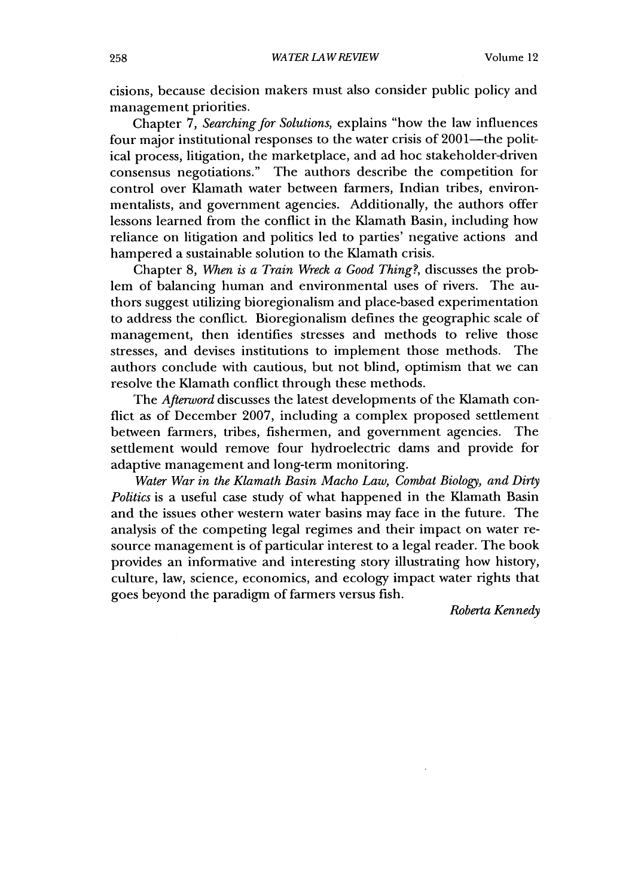cisions, because decision makers must also consider public policy and management priorities.

Chapter 7, *Searching for Solutions*, explains "how the law influences four major institutional responses to the water crisis of 2001—the political process, litigation, the marketplace, and ad hoc stakeholder-driven consensus negotiations." The authors describe the competition for control over Klamath water between farmers, Indian tribes, environmentalists, and government agencies. Additionally, the authors offer lessons learned from the conflict in the Klamath Basin, including how reliance on litigation and politics led to parties' negative actions and hampered a sustainable solution to the Klamath crisis.

Chapter 8, *When is a Train Wreck a Good Thing?*, discusses the problem of balancing human and environmental uses of rivers. The authors suggest utilizing bioregionalism and place-based experimentation to address the conflict. Bioregionalism defines the geographic scale of management, then identifies stresses and methods to relive those stresses, and devises institutions to implement those methods. The authors conclude with cautious, but not blind, optimism that we can resolve the Klamath conflict through these methods.

The *Afterword* discusses the latest developments of the Klamath conflict as of December 2007, including a complex proposed settlement between farmers, tribes, fishermen, and government agencies. The settlement would remove four hydroelectric dams and provide for adaptive management and long-term monitoring.

*Water War in the Klamath Basin Macho Law, Combat Biology, and Dirty Politics* is a useful case study of what happened in the Klamath Basin and the issues other western water basins may face in the future. The analysis of the competing legal regimes and their impact on water resource management is of particular interest to a legal reader. The book provides an informative and interesting story illustrating how history, culture, law, science, economics, and ecology impact water rights that goes beyond the paradigm of farmers versus fish.

*Roberta Kennedy*